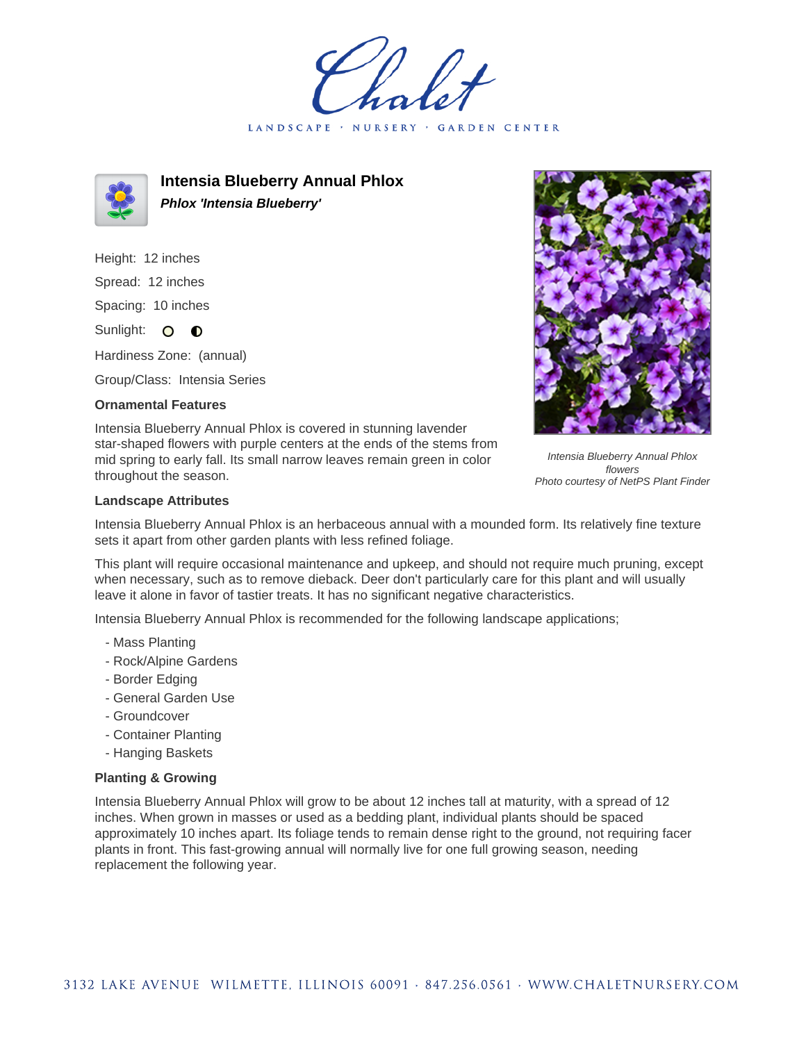# Intensia Blueberry Annual Phlox

***Phlox 'Intensia Blueberry'***

Height: 12 inches

Spread: 12 inches

Spacing: 10 inches

Sunlight:

Hardiness Zone: (annual)

Group/Class: Intensia Series

### Ornamental Features

Intensia Blueberry Annual Phlox is covered in stunning lavender star-shaped flowers with purple centers at the ends of the stems from mid spring to early fall. Its small narrow leaves remain green in color throughout the season.

*Intensia Blueberry Annual Phlox flowers*
*Photo courtesy of NetPS Plant Finder*

### Landscape Attributes

Intensia Blueberry Annual Phlox is an herbaceous annual with a mounded form. Its relatively fine texture sets it apart from other garden plants with less refined foliage.

This plant will require occasional maintenance and upkeep, and should not require much pruning, except when necessary, such as to remove dieback. Deer don't particularly care for this plant and will usually leave it alone in favor of tastier treats. It has no significant negative characteristics.

Intensia Blueberry Annual Phlox is recommended for the following landscape applications;

- Mass Planting
- Rock/Alpine Gardens
- Border Edging
- General Garden Use
- Groundcover
- Container Planting
- Hanging Baskets

### Planting & Growing

Intensia Blueberry Annual Phlox will grow to be about 12 inches tall at maturity, with a spread of 12 inches. When grown in masses or used as a bedding plant, individual plants should be spaced approximately 10 inches apart. Its foliage tends to remain dense right to the ground, not requiring facer plants in front. This fast-growing annual will normally live for one full growing season, needing replacement the following year.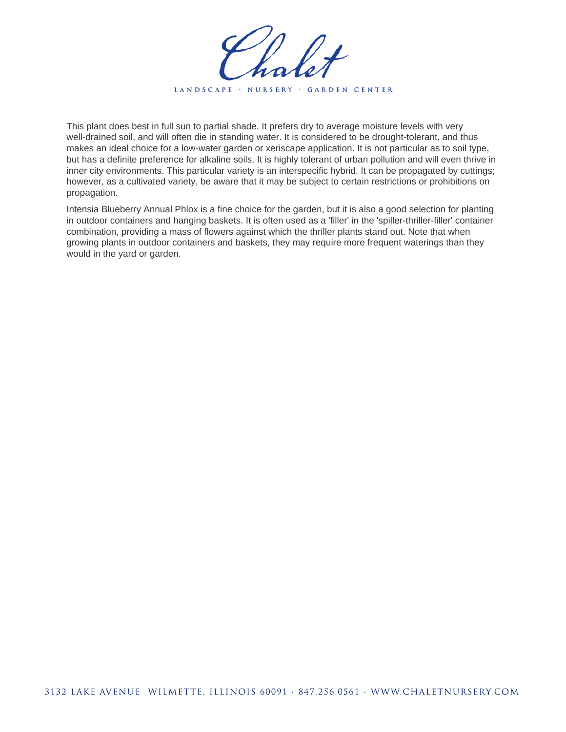This plant does best in full sun to partial shade. It prefers dry to average moisture levels with very well-drained soil, and will often die in standing water. It is considered to be drought-tolerant, and thus makes an ideal choice for a low-water garden or xeriscape application. It is not particular as to soil type, but has a definite preference for alkaline soils. It is highly tolerant of urban pollution and will even thrive in inner city environments. This particular variety is an interspecific hybrid. It can be propagated by cuttings; however, as a cultivated variety, be aware that it may be subject to certain restrictions or prohibitions on propagation.

Intensia Blueberry Annual Phlox is a fine choice for the garden, but it is also a good selection for planting in outdoor containers and hanging baskets. It is often used as a 'filler' in the 'spiller-thriller-filler' container combination, providing a mass of flowers against which the thriller plants stand out. Note that when growing plants in outdoor containers and baskets, they may require more frequent waterings than they would in the yard or garden.